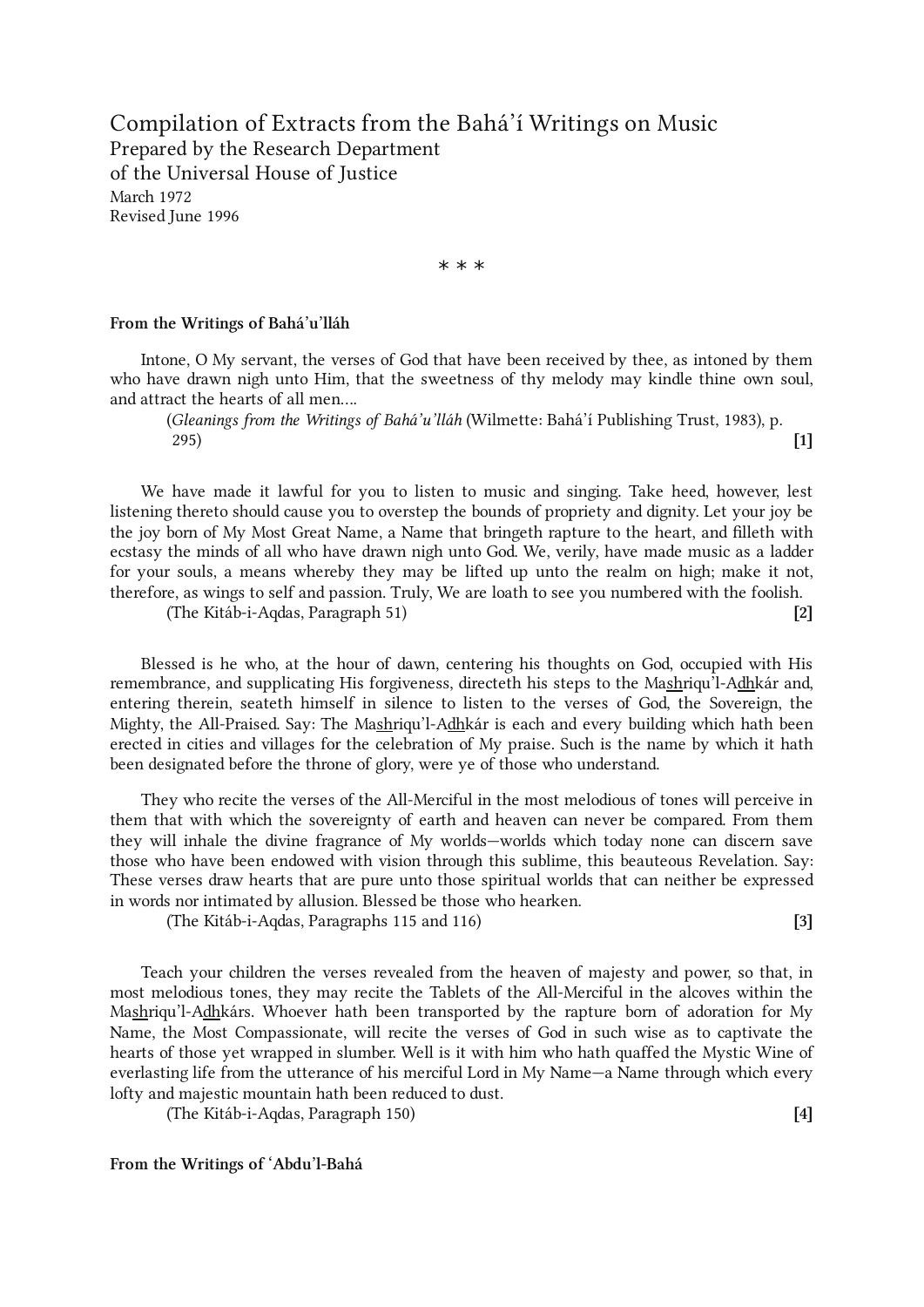# Compilation of Extracts from the Bahá'í Writings on Music

Prepared by the Research Department
of the Universal House of Justice

March 1972
Revised June 1996

\* \* \*

**From the Writings of Bahá'u'lláh**

Intone, O My servant, the verses of God that have been received by thee, as intoned by them who have drawn nigh unto Him, that the sweetness of thy melody may kindle thine own soul, and attract the hearts of all men....

(*Gleanings from the Writings of Bahá'u'lláh* (Wilmette: Bahá'í Publishing Trust, 1983), p. 295) **[1]**

We have made it lawful for you to listen to music and singing. Take heed, however, lest listening thereto should cause you to overstep the bounds of propriety and dignity. Let your joy be the joy born of My Most Great Name, a Name that bringeth rapture to the heart, and filleth with ecstasy the minds of all who have drawn nigh unto God. We, verily, have made music as a ladder for your souls, a means whereby they may be lifted up unto the realm on high; make it not, therefore, as wings to self and passion. Truly, We are loath to see you numbered with the foolish.

(The Kitáb-i-Aqdas, Paragraph 51) **[2]**

Blessed is he who, at the hour of dawn, centering his thoughts on God, occupied with His remembrance, and supplicating His forgiveness, directeth his steps to the Mashriqu'l-Adhkár and, entering therein, seateth himself in silence to listen to the verses of God, the Sovereign, the Mighty, the All-Praised. Say: The Mashriqu'l-Adhkár is each and every building which hath been erected in cities and villages for the celebration of My praise. Such is the name by which it hath been designated before the throne of glory, were ye of those who understand.

They who recite the verses of the All-Merciful in the most melodious of tones will perceive in them that with which the sovereignty of earth and heaven can never be compared. From them they will inhale the divine fragrance of My worlds—worlds which today none can discern save those who have been endowed with vision through this sublime, this beauteous Revelation. Say: These verses draw hearts that are pure unto those spiritual worlds that can neither be expressed in words nor intimated by allusion. Blessed be those who hearken.

(The Kitáb-i-Aqdas, Paragraphs 115 and 116) **[3]**

Teach your children the verses revealed from the heaven of majesty and power, so that, in most melodious tones, they may recite the Tablets of the All-Merciful in the alcoves within the Mashriqu'l-Adhkárs. Whoever hath been transported by the rapture born of adoration for My Name, the Most Compassionate, will recite the verses of God in such wise as to captivate the hearts of those yet wrapped in slumber. Well is it with him who hath quaffed the Mystic Wine of everlasting life from the utterance of his merciful Lord in My Name—a Name through which every lofty and majestic mountain hath been reduced to dust.

(The Kitáb-i-Aqdas, Paragraph 150) **[4]**

**From the Writings of 'Abdu'l-Bahá**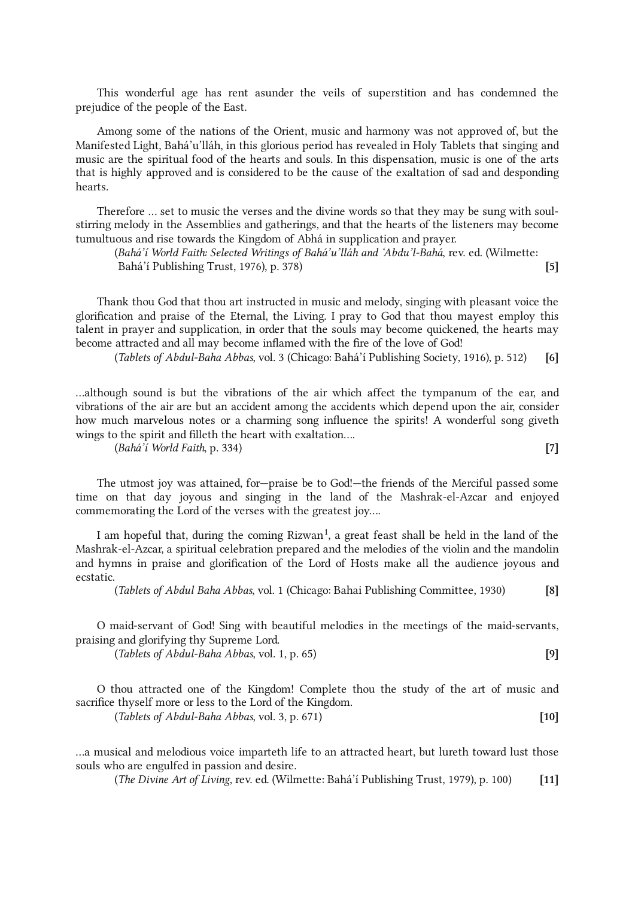This wonderful age has rent asunder the veils of superstition and has condemned the prejudice of the people of the East.

Among some of the nations of the Orient, music and harmony was not approved of, but the Manifested Light, Bahá'u'lláh, in this glorious period has revealed in Holy Tablets that singing and music are the spiritual food of the hearts and souls. In this dispensation, music is one of the arts that is highly approved and is considered to be the cause of the exaltation of sad and desponding hearts.

Therefore … set to music the verses and the divine words so that they may be sung with soul-stirring melody in the Assemblies and gatherings, and that the hearts of the listeners may become tumultuous and rise towards the Kingdom of Abhá in supplication and prayer.

(*Bahá'í World Faith: Selected Writings of Bahá'u'lláh and 'Abdu'l-Bahá*, rev. ed. (Wilmette: Bahá'í Publishing Trust, 1976), p. 378) **[5]**

Thank thou God that thou art instructed in music and melody, singing with pleasant voice the glorification and praise of the Eternal, the Living. I pray to God that thou mayest employ this talent in prayer and supplication, in order that the souls may become quickened, the hearts may become attracted and all may become inflamed with the fire of the love of God!

(*Tablets of Abdul-Baha Abbas*, vol. 3 (Chicago: Bahá'í Publishing Society, 1916), p. 512) **[6]**

…although sound is but the vibrations of the air which affect the tympanum of the ear, and vibrations of the air are but an accident among the accidents which depend upon the air, consider how much marvelous notes or a charming song influence the spirits! A wonderful song giveth wings to the spirit and filleth the heart with exaltation….

(*Bahá'í World Faith*, p. 334) **[7]**

The utmost joy was attained, for—praise be to God!—the friends of the Merciful passed some time on that day joyous and singing in the land of the Mashrak-el-Azcar and enjoyed commemorating the Lord of the verses with the greatest joy….

I am hopeful that, during the coming Rizwan[1], a great feast shall be held in the land of the Mashrak-el-Azcar, a spiritual celebration prepared and the melodies of the violin and the mandolin and hymns in praise and glorification of the Lord of Hosts make all the audience joyous and ecstatic.

(*Tablets of Abdul Baha Abbas*, vol. 1 (Chicago: Bahai Publishing Committee, 1930) **[8]**

O maid-servant of God! Sing with beautiful melodies in the meetings of the maid-servants, praising and glorifying thy Supreme Lord.

(*Tablets of Abdul-Baha Abbas*, vol. 1, p. 65) **[9]**

O thou attracted one of the Kingdom! Complete thou the study of the art of music and sacrifice thyself more or less to the Lord of the Kingdom.

(*Tablets of Abdul-Baha Abbas*, vol. 3, p. 671) **[10]**

…a musical and melodious voice imparteth life to an attracted heart, but lureth toward lust those souls who are engulfed in passion and desire.

(*The Divine Art of Living*, rev. ed. (Wilmette: Bahá'í Publishing Trust, 1979), p. 100) **[11]**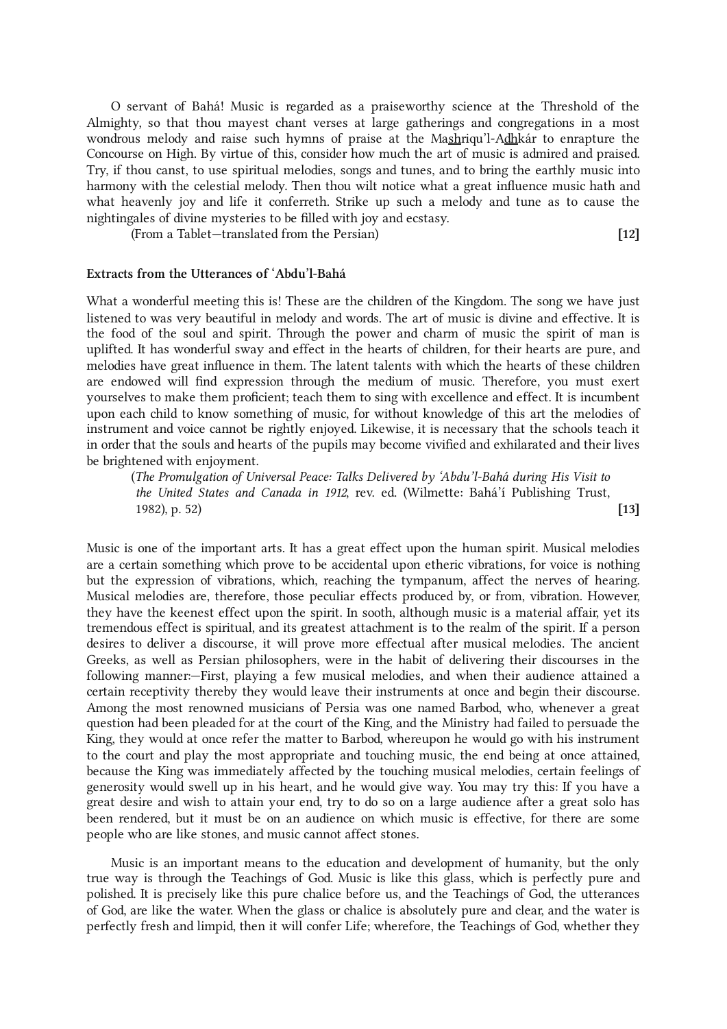O servant of Bahá! Music is regarded as a praiseworthy science at the Threshold of the Almighty, so that thou mayest chant verses at large gatherings and congregations in a most wondrous melody and raise such hymns of praise at the Mashriqu'l-Adhkár to enrapture the Concourse on High. By virtue of this, consider how much the art of music is admired and praised. Try, if thou canst, to use spiritual melodies, songs and tunes, and to bring the earthly music into harmony with the celestial melody. Then thou wilt notice what a great influence music hath and what heavenly joy and life it conferreth. Strike up such a melody and tune as to cause the nightingales of divine mysteries to be filled with joy and ecstasy.

(From a Tablet—translated from the Persian) **[12]**

### Extracts from the Utterances of 'Abdu'l-Bahá

What a wonderful meeting this is! These are the children of the Kingdom. The song we have just listened to was very beautiful in melody and words. The art of music is divine and effective. It is the food of the soul and spirit. Through the power and charm of music the spirit of man is uplifted. It has wonderful sway and effect in the hearts of children, for their hearts are pure, and melodies have great influence in them. The latent talents with which the hearts of these children are endowed will find expression through the medium of music. Therefore, you must exert yourselves to make them proficient; teach them to sing with excellence and effect. It is incumbent upon each child to know something of music, for without knowledge of this art the melodies of instrument and voice cannot be rightly enjoyed. Likewise, it is necessary that the schools teach it in order that the souls and hearts of the pupils may become vivified and exhilarated and their lives be brightened with enjoyment.

(*The Promulgation of Universal Peace: Talks Delivered by 'Abdu'l-Bahá during His Visit to the United States and Canada in 1912*, rev. ed. (Wilmette: Bahá'í Publishing Trust, 1982), p. 52) **[13]**

Music is one of the important arts. It has a great effect upon the human spirit. Musical melodies are a certain something which prove to be accidental upon etheric vibrations, for voice is nothing but the expression of vibrations, which, reaching the tympanum, affect the nerves of hearing. Musical melodies are, therefore, those peculiar effects produced by, or from, vibration. However, they have the keenest effect upon the spirit. In sooth, although music is a material affair, yet its tremendous effect is spiritual, and its greatest attachment is to the realm of the spirit. If a person desires to deliver a discourse, it will prove more effectual after musical melodies. The ancient Greeks, as well as Persian philosophers, were in the habit of delivering their discourses in the following manner:—First, playing a few musical melodies, and when their audience attained a certain receptivity thereby they would leave their instruments at once and begin their discourse. Among the most renowned musicians of Persia was one named Barbod, who, whenever a great question had been pleaded for at the court of the King, and the Ministry had failed to persuade the King, they would at once refer the matter to Barbod, whereupon he would go with his instrument to the court and play the most appropriate and touching music, the end being at once attained, because the King was immediately affected by the touching musical melodies, certain feelings of generosity would swell up in his heart, and he would give way. You may try this: If you have a great desire and wish to attain your end, try to do so on a large audience after a great solo has been rendered, but it must be on an audience on which music is effective, for there are some people who are like stones, and music cannot affect stones.

Music is an important means to the education and development of humanity, but the only true way is through the Teachings of God. Music is like this glass, which is perfectly pure and polished. It is precisely like this pure chalice before us, and the Teachings of God, the utterances of God, are like the water. When the glass or chalice is absolutely pure and clear, and the water is perfectly fresh and limpid, then it will confer Life; wherefore, the Teachings of God, whether they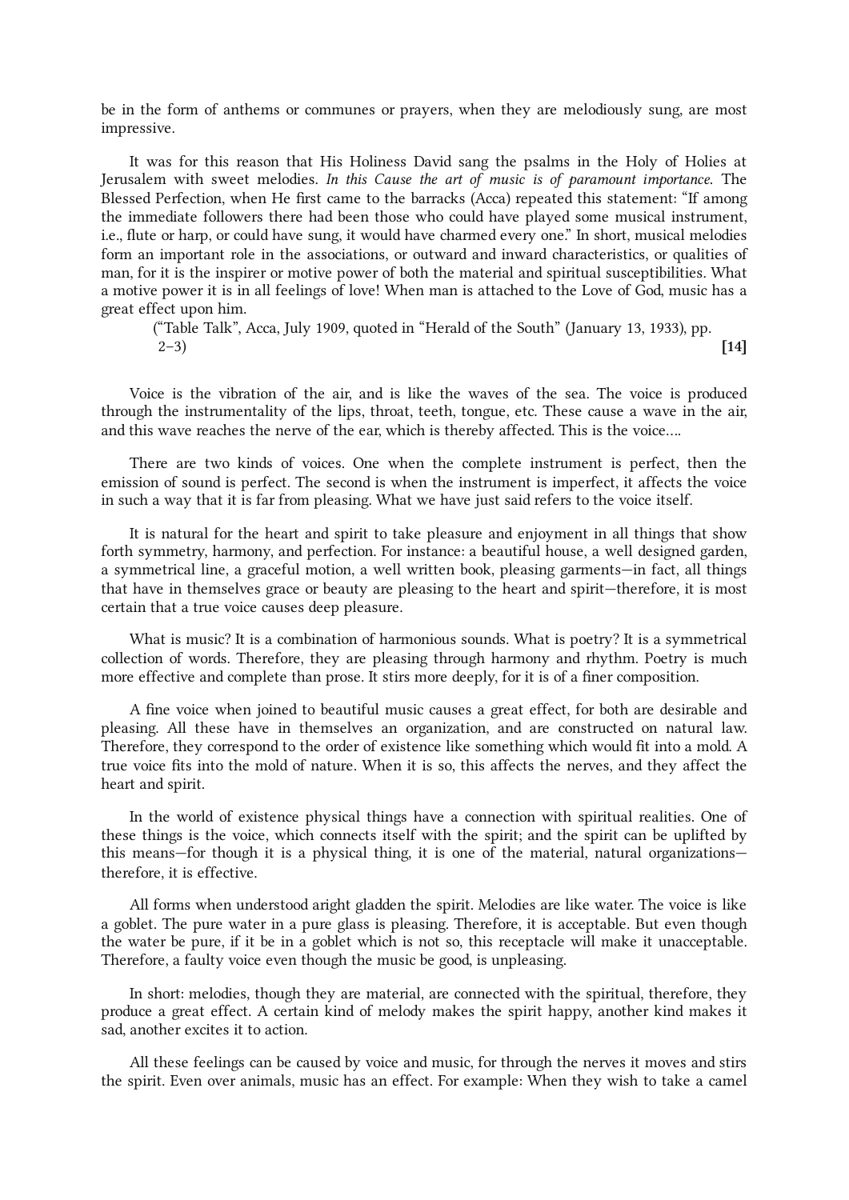be in the form of anthems or communes or prayers, when they are melodiously sung, are most impressive.

It was for this reason that His Holiness David sang the psalms in the Holy of Holies at Jerusalem with sweet melodies. *In this Cause the art of music is of paramount importance.* The Blessed Perfection, when He first came to the barracks (Acca) repeated this statement: "If among the immediate followers there had been those who could have played some musical instrument, i.e., flute or harp, or could have sung, it would have charmed every one." In short, musical melodies form an important role in the associations, or outward and inward characteristics, or qualities of man, for it is the inspirer or motive power of both the material and spiritual susceptibilities. What a motive power it is in all feelings of love! When man is attached to the Love of God, music has a great effect upon him.

("Table Talk", Acca, July 1909, quoted in "Herald of the South" (January 13, 1933), pp. 2–3) **[14]**

Voice is the vibration of the air, and is like the waves of the sea. The voice is produced through the instrumentality of the lips, throat, teeth, tongue, etc. These cause a wave in the air, and this wave reaches the nerve of the ear, which is thereby affected. This is the voice….

There are two kinds of voices. One when the complete instrument is perfect, then the emission of sound is perfect. The second is when the instrument is imperfect, it affects the voice in such a way that it is far from pleasing. What we have just said refers to the voice itself.

It is natural for the heart and spirit to take pleasure and enjoyment in all things that show forth symmetry, harmony, and perfection. For instance: a beautiful house, a well designed garden, a symmetrical line, a graceful motion, a well written book, pleasing garments—in fact, all things that have in themselves grace or beauty are pleasing to the heart and spirit—therefore, it is most certain that a true voice causes deep pleasure.

What is music? It is a combination of harmonious sounds. What is poetry? It is a symmetrical collection of words. Therefore, they are pleasing through harmony and rhythm. Poetry is much more effective and complete than prose. It stirs more deeply, for it is of a finer composition.

A fine voice when joined to beautiful music causes a great effect, for both are desirable and pleasing. All these have in themselves an organization, and are constructed on natural law. Therefore, they correspond to the order of existence like something which would fit into a mold. A true voice fits into the mold of nature. When it is so, this affects the nerves, and they affect the heart and spirit.

In the world of existence physical things have a connection with spiritual realities. One of these things is the voice, which connects itself with the spirit; and the spirit can be uplifted by this means—for though it is a physical thing, it is one of the material, natural organizations—therefore, it is effective.

All forms when understood aright gladden the spirit. Melodies are like water. The voice is like a goblet. The pure water in a pure glass is pleasing. Therefore, it is acceptable. But even though the water be pure, if it be in a goblet which is not so, this receptacle will make it unacceptable. Therefore, a faulty voice even though the music be good, is unpleasing.

In short: melodies, though they are material, are connected with the spiritual, therefore, they produce a great effect. A certain kind of melody makes the spirit happy, another kind makes it sad, another excites it to action.

All these feelings can be caused by voice and music, for through the nerves it moves and stirs the spirit. Even over animals, music has an effect. For example: When they wish to take a camel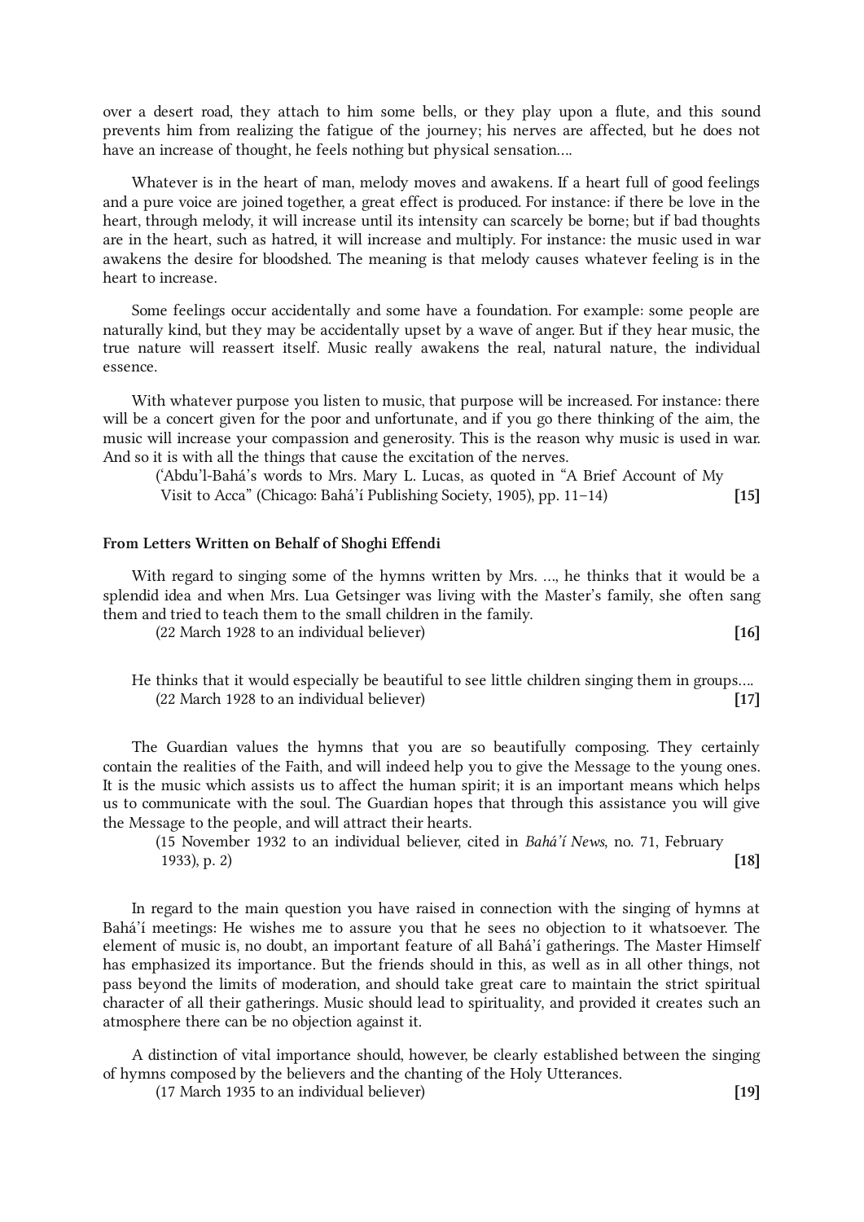over a desert road, they attach to him some bells, or they play upon a flute, and this sound prevents him from realizing the fatigue of the journey; his nerves are affected, but he does not have an increase of thought, he feels nothing but physical sensation....

Whatever is in the heart of man, melody moves and awakens. If a heart full of good feelings and a pure voice are joined together, a great effect is produced. For instance: if there be love in the heart, through melody, it will increase until its intensity can scarcely be borne; but if bad thoughts are in the heart, such as hatred, it will increase and multiply. For instance: the music used in war awakens the desire for bloodshed. The meaning is that melody causes whatever feeling is in the heart to increase.

Some feelings occur accidentally and some have a foundation. For example: some people are naturally kind, but they may be accidentally upset by a wave of anger. But if they hear music, the true nature will reassert itself. Music really awakens the real, natural nature, the individual essence.

With whatever purpose you listen to music, that purpose will be increased. For instance: there will be a concert given for the poor and unfortunate, and if you go there thinking of the aim, the music will increase your compassion and generosity. This is the reason why music is used in war. And so it is with all the things that cause the excitation of the nerves.

(‘Abdu’l-Bahá’s words to Mrs. Mary L. Lucas, as quoted in “A Brief Account of My Visit to Acca” (Chicago: Bahá’í Publishing Society, 1905), pp. 11–14) **[15]**

### From Letters Written on Behalf of Shoghi Effendi

With regard to singing some of the hymns written by Mrs. ..., he thinks that it would be a splendid idea and when Mrs. Lua Getsinger was living with the Master’s family, she often sang them and tried to teach them to the small children in the family.

(22 March 1928 to an individual believer) **[16]**

He thinks that it would especially be beautiful to see little children singing them in groups....

(22 March 1928 to an individual believer) **[17]**

The Guardian values the hymns that you are so beautifully composing. They certainly contain the realities of the Faith, and will indeed help you to give the Message to the young ones. It is the music which assists us to affect the human spirit; it is an important means which helps us to communicate with the soul. The Guardian hopes that through this assistance you will give the Message to the people, and will attract their hearts.

(15 November 1932 to an individual believer, cited in *Bahá’í News*, no. 71, February 1933), p. 2) **[18]**

In regard to the main question you have raised in connection with the singing of hymns at Bahá’í meetings: He wishes me to assure you that he sees no objection to it whatsoever. The element of music is, no doubt, an important feature of all Bahá’í gatherings. The Master Himself has emphasized its importance. But the friends should in this, as well as in all other things, not pass beyond the limits of moderation, and should take great care to maintain the strict spiritual character of all their gatherings. Music should lead to spirituality, and provided it creates such an atmosphere there can be no objection against it.

A distinction of vital importance should, however, be clearly established between the singing of hymns composed by the believers and the chanting of the Holy Utterances.

(17 March 1935 to an individual believer) **[19]**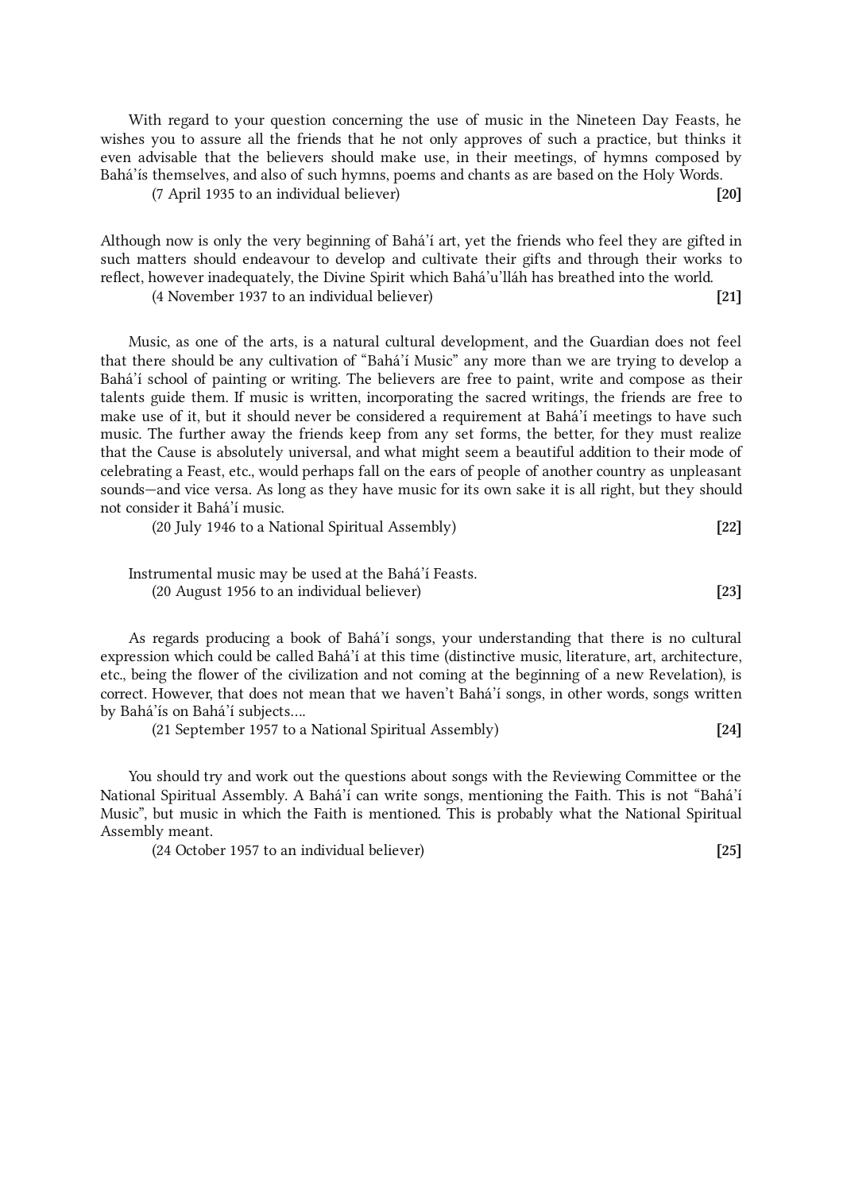With regard to your question concerning the use of music in the Nineteen Day Feasts, he wishes you to assure all the friends that he not only approves of such a practice, but thinks it even advisable that the believers should make use, in their meetings, of hymns composed by Bahá'ís themselves, and also of such hymns, poems and chants as are based on the Holy Words.

(7 April 1935 to an individual believer) **[20]**

Although now is only the very beginning of Bahá'í art, yet the friends who feel they are gifted in such matters should endeavour to develop and cultivate their gifts and through their works to reflect, however inadequately, the Divine Spirit which Bahá'u'lláh has breathed into the world.

(4 November 1937 to an individual believer) **[21]**

Music, as one of the arts, is a natural cultural development, and the Guardian does not feel that there should be any cultivation of "Bahá'í Music" any more than we are trying to develop a Bahá'í school of painting or writing. The believers are free to paint, write and compose as their talents guide them. If music is written, incorporating the sacred writings, the friends are free to make use of it, but it should never be considered a requirement at Bahá'í meetings to have such music. The further away the friends keep from any set forms, the better, for they must realize that the Cause is absolutely universal, and what might seem a beautiful addition to their mode of celebrating a Feast, etc., would perhaps fall on the ears of people of another country as unpleasant sounds—and vice versa. As long as they have music for its own sake it is all right, but they should not consider it Bahá'í music.

(20 July 1946 to a National Spiritual Assembly) **[22]**

Instrumental music may be used at the Bahá'í Feasts.

(20 August 1956 to an individual believer) **[23]**

As regards producing a book of Bahá'í songs, your understanding that there is no cultural expression which could be called Bahá'í at this time (distinctive music, literature, art, architecture, etc., being the flower of the civilization and not coming at the beginning of a new Revelation), is correct. However, that does not mean that we haven't Bahá'í songs, in other words, songs written by Bahá'ís on Bahá'í subjects….

(21 September 1957 to a National Spiritual Assembly) **[24]**

You should try and work out the questions about songs with the Reviewing Committee or the National Spiritual Assembly. A Bahá'í can write songs, mentioning the Faith. This is not "Bahá'í Music", but music in which the Faith is mentioned. This is probably what the National Spiritual Assembly meant.

(24 October 1957 to an individual believer) **[25]**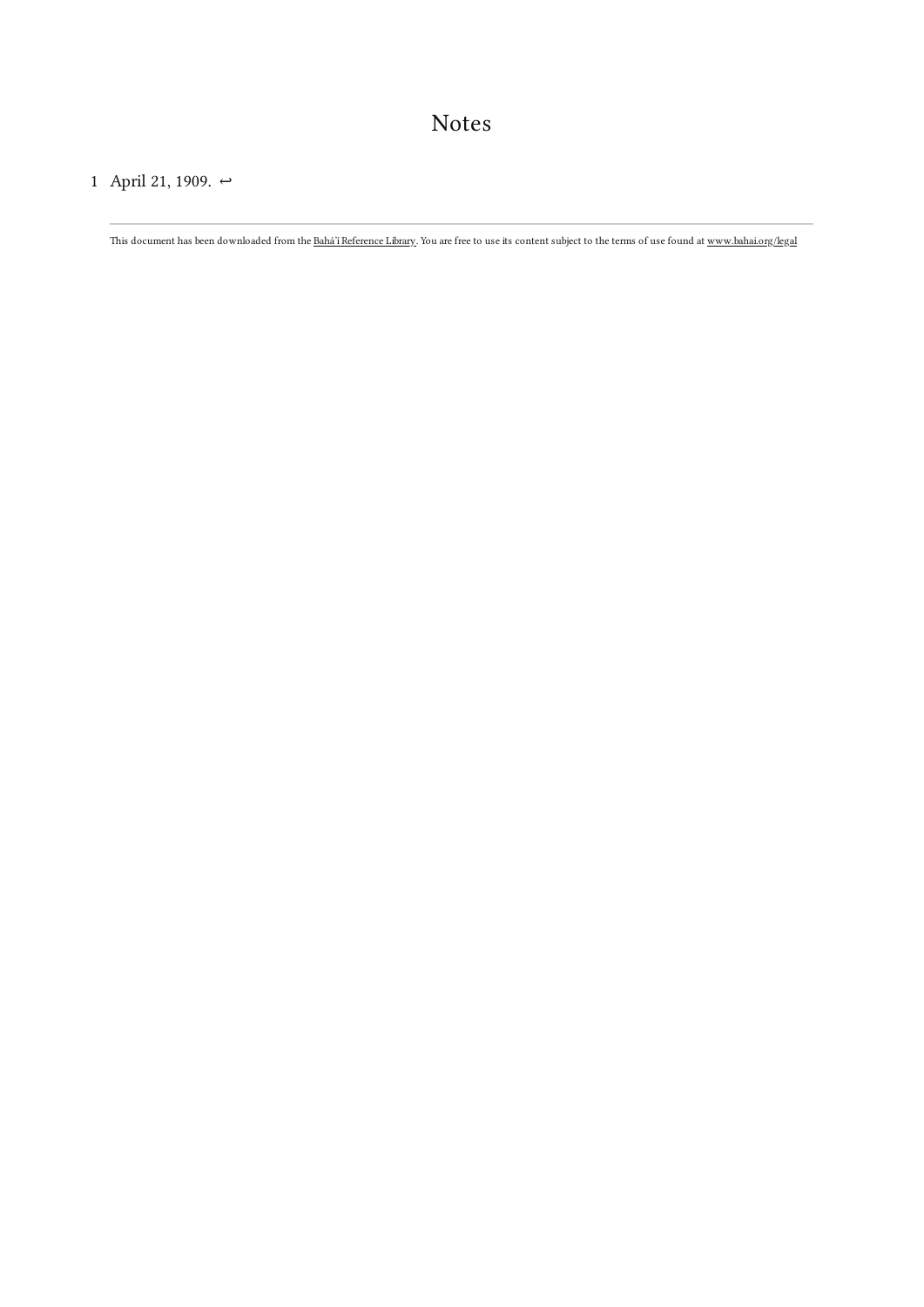# Notes

1. April 21, 1909. ↩

---

This document has been downloaded from the Bahá’í Reference Library. You are free to use its content subject to the terms of use found at www.bahai.org/legal